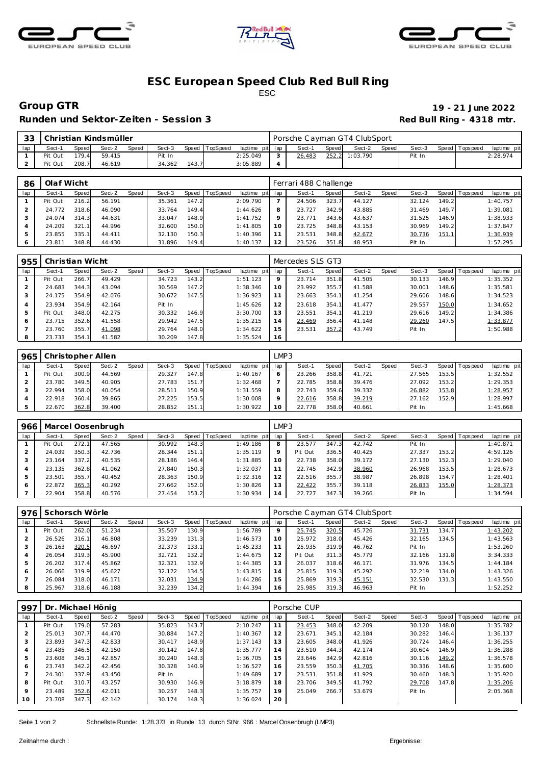# ESC European Speed Club Red Bull Ring

ESC

**Group GTR** **19 - 21 June 2022**

**Runden und Sektor-Zeiten - Session 3** **Red Bull Ring - 4318 mtr.**

| 33 | Christian Kindsmüller | | | | | | | | Porsche Cayman GT4 ClubSport | | | | | | | | |
|---|---|---|---|---|---|---|---|---|---|---|---|---|---|---|---|---|---|
| lap | Sect-1 | Speed | Sect-2 | Speed | Sect-3 | Speed | TopSpeed | laptime pit | lap | Sect-1 | Speed | Sect-2 | Speed | Sect-3 | Speed | Topspeed | laptime pit |
| 1 | Pit Out | 179.4 | 59.415 | | Pit In | | | 2:25.049 | 3 | 26.483 | 252.2 | 1:03.790 | | Pit In | | | 2:28.974 |
| 2 | Pit Out | 208.7 | 46.619 | | 34.362 | 143.7 | | 3:05.889 | 4 | | | | | | | | |

| 86 | Olaf Wicht | | | | | | | | Ferrari 488 Challenge | | | | | | | | |
|---|---|---|---|---|---|---|---|---|---|---|---|---|---|---|---|---|---|
| lap | Sect-1 | Speed | Sect-2 | Speed | Sect-3 | Speed | TopSpeed | laptime pit | lap | Sect-1 | Speed | Sect-2 | Speed | Sect-3 | Speed | Topspeed | laptime pit |
| 1 | Pit Out | 216.2 | 56.191 | | 35.361 | 147.2 | | 2:09.790 | 7 | 24.506 | 323.7 | 44.127 | | 32.124 | 149.2 | | 1:40.757 |
| 2 | 24.772 | 318.6 | 46.090 | | 33.764 | 149.4 | | 1:44.626 | 8 | 23.727 | 342.9 | 43.885 | | 31.469 | 149.7 | | 1:39.081 |
| 3 | 24.074 | 314.3 | 44.631 | | 33.047 | 148.9 | | 1:41.752 | 9 | 23.771 | 343.6 | 43.637 | | 31.525 | 146.9 | | 1:38.933 |
| 4 | 24.209 | 321.1 | 44.996 | | 32.600 | 150.0 | | 1:41.805 | 10 | 23.725 | 348.8 | 43.153 | | 30.969 | 149.2 | | 1:37.847 |
| 5 | 23.855 | 335.1 | 44.411 | | 32.130 | 150.3 | | 1:40.396 | 11 | 23.531 | 348.8 | 42.672 | | 30.736 | 151.1 | | 1:36.939 |
| 6 | 23.811 | 348.8 | 44.430 | | 31.896 | 149.4 | | 1:40.137 | 12 | 23.526 | 351.8 | 48.953 | | Pit In | | | 1:57.295 |

| 955 | Christian Wicht | | | | | | | | Mercedes SLS GT3 | | | | | | | | |
|---|---|---|---|---|---|---|---|---|---|---|---|---|---|---|---|---|---|
| lap | Sect-1 | Speed | Sect-2 | Speed | Sect-3 | Speed | TopSpeed | laptime pit | lap | Sect-1 | Speed | Sect-2 | Speed | Sect-3 | Speed | Topspeed | laptime pit |
| 1 | Pit Out | 266.7 | 49.429 | | 34.723 | 143.2 | | 1:51.123 | 9 | 23.714 | 351.8 | 41.505 | | 30.133 | 146.9 | | 1:35.352 |
| 2 | 24.683 | 344.3 | 43.094 | | 30.569 | 147.2 | | 1:38.346 | 10 | 23.992 | 355.7 | 41.588 | | 30.001 | 148.6 | | 1:35.581 |
| 3 | 24.175 | 354.9 | 42.076 | | 30.672 | 147.5 | | 1:36.923 | 11 | 23.663 | 354.1 | 41.254 | | 29.606 | 148.6 | | 1:34.523 |
| 4 | 23.934 | 354.9 | 42.164 | | Pit In | | | 1:45.626 | 12 | 23.618 | 354.1 | 41.477 | | 29.557 | 150.0 | | 1:34.652 |
| 5 | Pit Out | 348.0 | 42.275 | | 30.332 | 146.9 | | 3:30.700 | 13 | 23.551 | 354.1 | 41.219 | | 29.616 | 149.2 | | 1:34.386 |
| 6 | 23.715 | 352.6 | 41.558 | | 29.942 | 147.5 | | 1:35.215 | 14 | 23.469 | 356.4 | 41.148 | | 29.260 | 147.5 | | 1:33.877 |
| 7 | 23.760 | 355.7 | 41.098 | | 29.764 | 148.0 | | 1:34.622 | 15 | 23.531 | 357.2 | 43.749 | | Pit In | | | 1:50.988 |
| 8 | 23.733 | 354.1 | 41.582 | | 30.209 | 147.8 | | 1:35.524 | 16 | | | | | | | | |

| 965 | Christopher Allen | | | | | | | | LMP3 | | | | | | | | |
|---|---|---|---|---|---|---|---|---|---|---|---|---|---|---|---|---|---|
| lap | Sect-1 | Speed | Sect-2 | Speed | Sect-3 | Speed | TopSpeed | laptime pit | lap | Sect-1 | Speed | Sect-2 | Speed | Sect-3 | Speed | Topspeed | laptime pit |
| 1 | Pit Out | 300.9 | 44.569 | | 29.327 | 147.8 | | 1:40.167 | 6 | 23.266 | 358.8 | 41.721 | | 27.565 | 153.5 | | 1:32.552 |
| 2 | 23.780 | 349.5 | 40.905 | | 27.783 | 151.7 | | 1:32.468 | 7 | 22.785 | 358.8 | 39.476 | | 27.092 | 153.2 | | 1:29.353 |
| 3 | 22.994 | 358.0 | 40.054 | | 28.511 | 150.9 | | 1:31.559 | 8 | 22.743 | 359.6 | 39.332 | | 26.882 | 153.8 | | 1:28.957 |
| 4 | 22.918 | 360.4 | 39.865 | | 27.225 | 153.5 | | 1:30.008 | 9 | 22.616 | 358.8 | 39.219 | | 27.162 | 152.9 | | 1:28.997 |
| 5 | 22.670 | 362.8 | 39.400 | | 28.852 | 151.1 | | 1:30.922 | 10 | 22.778 | 358.0 | 40.661 | | Pit In | | | 1:45.668 |

| 966 | Marcel Oosenbrugh | | | | | | | | LMP3 | | | | | | | | |
|---|---|---|---|---|---|---|---|---|---|---|---|---|---|---|---|---|---|
| lap | Sect-1 | Speed | Sect-2 | Speed | Sect-3 | Speed | TopSpeed | laptime pit | lap | Sect-1 | Speed | Sect-2 | Speed | Sect-3 | Speed | Topspeed | laptime pit |
| 1 | Pit Out | 272.1 | 47.565 | | 30.992 | 148.3 | | 1:49.186 | 8 | 23.577 | 347.3 | 42.742 | | Pit In | | | 1:40.871 |
| 2 | 24.039 | 350.3 | 42.736 | | 28.344 | 151.1 | | 1:35.119 | 9 | Pit Out | 336.5 | 40.425 | | 27.337 | 153.2 | | 4:59.126 |
| 3 | 23.164 | 337.2 | 40.535 | | 28.186 | 146.4 | | 1:31.885 | 10 | 22.738 | 358.0 | 39.172 | | 27.130 | 152.3 | | 1:29.040 |
| 4 | 23.135 | 362.8 | 41.062 | | 27.840 | 150.3 | | 1:32.037 | 11 | 22.745 | 342.9 | 38.960 | | 26.968 | 153.5 | | 1:28.673 |
| 5 | 23.501 | 355.7 | 40.452 | | 28.363 | 150.9 | | 1:32.316 | 12 | 22.516 | 355.7 | 38.987 | | 26.898 | 154.7 | | 1:28.401 |
| 6 | 22.872 | 365.3 | 40.292 | | 27.662 | 152.0 | | 1:30.826 | 13 | 22.422 | 355.7 | 39.118 | | 26.833 | 155.0 | | 1:28.373 |
| 7 | 22.904 | 358.8 | 40.576 | | 27.454 | 153.2 | | 1:30.934 | 14 | 22.727 | 347.3 | 39.266 | | Pit In | | | 1:34.594 |

| 976 | Schorsch Wörle | | | | | | | | Porsche Cayman GT4 ClubSport | | | | | | | | |
|---|---|---|---|---|---|---|---|---|---|---|---|---|---|---|---|---|---|
| lap | Sect-1 | Speed | Sect-2 | Speed | Sect-3 | Speed | TopSpeed | laptime pit | lap | Sect-1 | Speed | Sect-2 | Speed | Sect-3 | Speed | Topspeed | laptime pit |
| 1 | Pit Out | 262.0 | 51.234 | | 35.507 | 130.9 | | 1:56.789 | 9 | 25.745 | 320.5 | 45.726 | | 31.731 | 134.7 | | 1:43.202 |
| 2 | 26.526 | 316.1 | 46.808 | | 33.239 | 131.3 | | 1:46.573 | 10 | 25.972 | 318.0 | 45.426 | | 32.165 | 134.5 | | 1:43.563 |
| 3 | 26.163 | 320.5 | 46.697 | | 32.373 | 133.1 | | 1:45.233 | 11 | 25.935 | 319.9 | 46.762 | | Pit In | | | 1:53.260 |
| 4 | 26.054 | 319.3 | 45.900 | | 32.721 | 132.2 | | 1:44.675 | 12 | Pit Out | 311.3 | 45.779 | | 32.166 | 131.8 | | 3:34.333 |
| 5 | 26.202 | 317.4 | 45.862 | | 32.321 | 132.9 | | 1:44.385 | 13 | 26.037 | 318.6 | 46.171 | | 31.976 | 134.5 | | 1:44.184 |
| 6 | 26.066 | 319.9 | 45.627 | | 32.122 | 134.5 | | 1:43.815 | 14 | 25.815 | 319.3 | 45.292 | | 32.219 | 134.0 | | 1:43.326 |
| 7 | 26.084 | 318.0 | 46.171 | | 32.031 | 134.9 | | 1:44.286 | 15 | 25.869 | 319.3 | 45.151 | | 32.530 | 131.3 | | 1:43.550 |
| 8 | 25.967 | 318.6 | 46.188 | | 32.239 | 134.2 | | 1:44.394 | 16 | 25.985 | 319.3 | 46.963 | | Pit In | | | 1:52.252 |

| 997 | Dr. Michael Hönig | | | | | | | | Porsche CUP | | | | | | | | |
|---|---|---|---|---|---|---|---|---|---|---|---|---|---|---|---|---|---|
| lap | Sect-1 | Speed | Sect-2 | Speed | Sect-3 | Speed | TopSpeed | laptime pit | lap | Sect-1 | Speed | Sect-2 | Speed | Sect-3 | Speed | Topspeed | laptime pit |
| 1 | Pit Out | 179.0 | 57.283 | | 35.823 | 143.7 | | 2:10.247 | 11 | 23.453 | 348.0 | 42.209 | | 30.120 | 148.0 | | 1:35.782 |
| 2 | 25.013 | 307.7 | 44.470 | | 30.884 | 147.2 | | 1:40.367 | 12 | 23.671 | 345.1 | 42.184 | | 30.282 | 146.4 | | 1:36.137 |
| 3 | 23.893 | 347.3 | 42.833 | | 30.417 | 148.9 | | 1:37.143 | 13 | 23.605 | 348.0 | 41.926 | | 30.724 | 146.4 | | 1:36.255 |
| 4 | 23.485 | 346.5 | 42.150 | | 30.142 | 147.8 | | 1:35.777 | 14 | 23.510 | 344.3 | 42.174 | | 30.604 | 146.9 | | 1:36.288 |
| 5 | 23.608 | 345.1 | 42.857 | | 30.240 | 148.3 | | 1:36.705 | 15 | 23.646 | 342.9 | 42.816 | | 30.116 | 149.2 | | 1:36.578 |
| 6 | 23.743 | 342.2 | 42.456 | | 30.328 | 140.9 | | 1:36.527 | 16 | 23.559 | 350.3 | 41.705 | | 30.336 | 148.6 | | 1:35.600 |
| 7 | 24.301 | 337.9 | 43.450 | | Pit In | | | 1:49.689 | 17 | 23.531 | 351.8 | 41.929 | | 30.460 | 148.3 | | 1:35.920 |
| 8 | Pit Out | 310.7 | 43.257 | | 30.930 | 146.9 | | 3:18.879 | 18 | 23.706 | 349.5 | 41.792 | | 29.708 | 147.8 | | 1:35.206 |
| 9 | 23.489 | 352.6 | 42.011 | | 30.257 | 148.3 | | 1:35.757 | 19 | 25.049 | 266.7 | 53.679 | | Pit In | | | 2:05.368 |
| 10 | 23.708 | 347.3 | 42.142 | | 30.174 | 148.3 | | 1:36.024 | 20 | | | | | | | | |

Schnellste Runde: 1:28.373 in Runde 13 durch StNr. 966 : Marcel Oosenbrugh (LMP3)

Zeitnahme durch : Ergebnisse: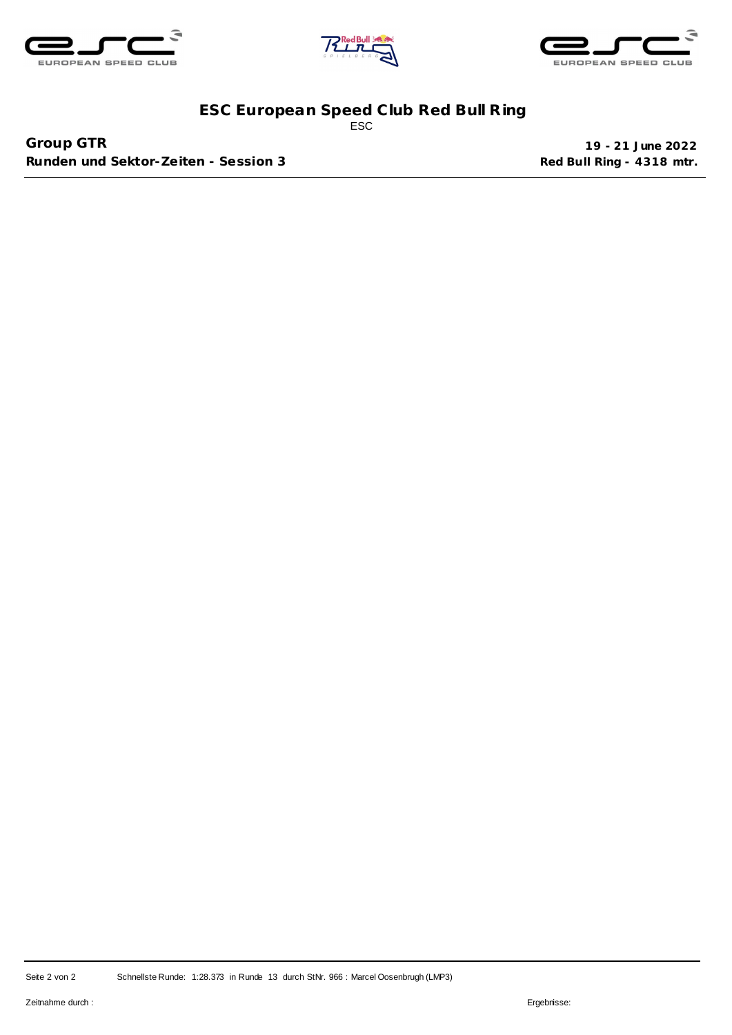# ESC European Speed Club Red Bull Ring

ESC

**Group GTR**

**Runden und Sektor-Zeiten - Session 3**

**19 - 21 June 2022**

**Red Bull Ring - 4318 mtr.**

Schnellste Runde: 1:28.373 in Runde 13 durch StNr. 966 : Marcel Oosenbrugh (LMP3)

Zeitnahme durch :

Ergebnisse: